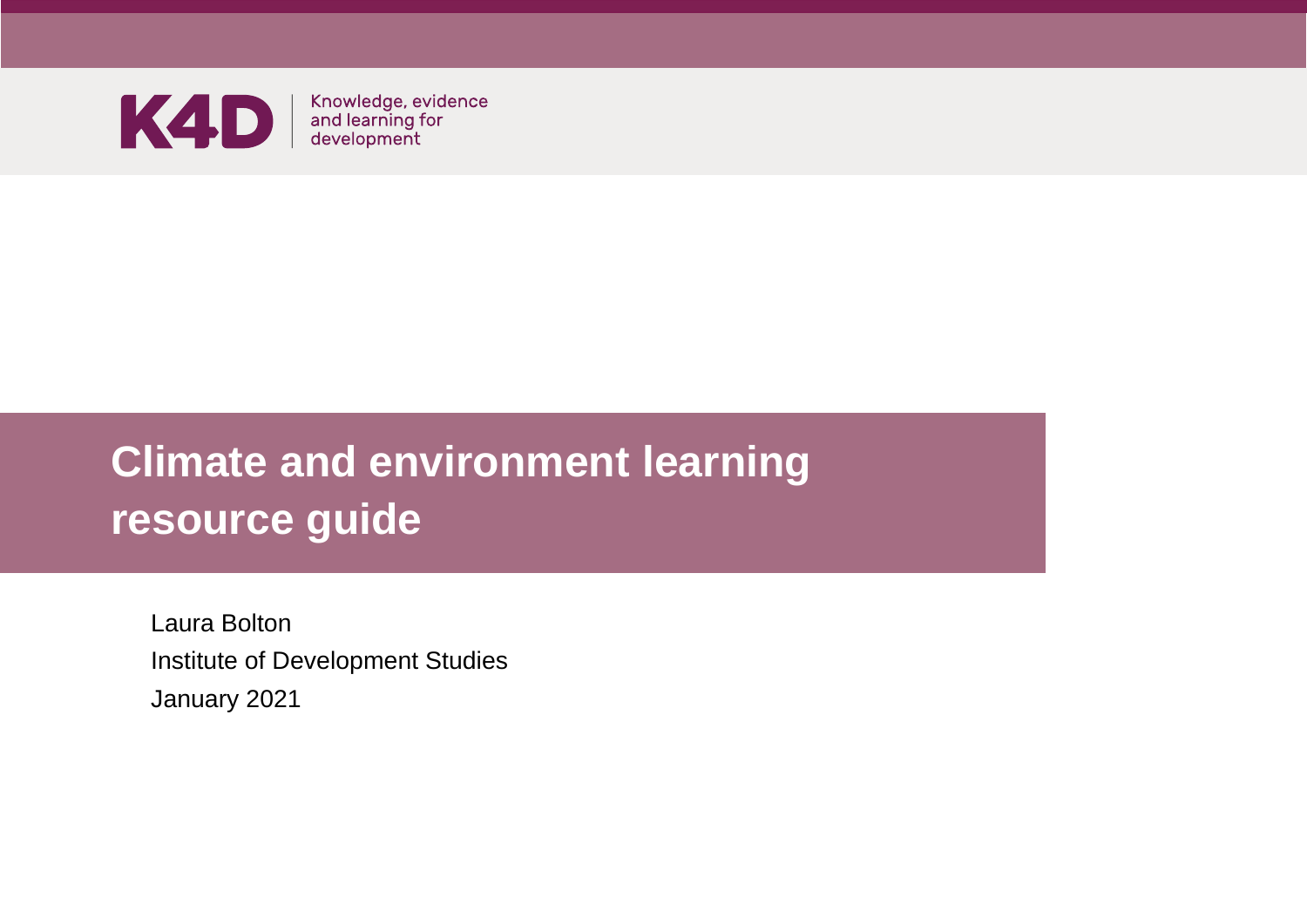K4D | Knowledge, evidence and learning for development

# Climate and environment learning resource guide

Laura Bolton

Institute of Development Studies

January 2021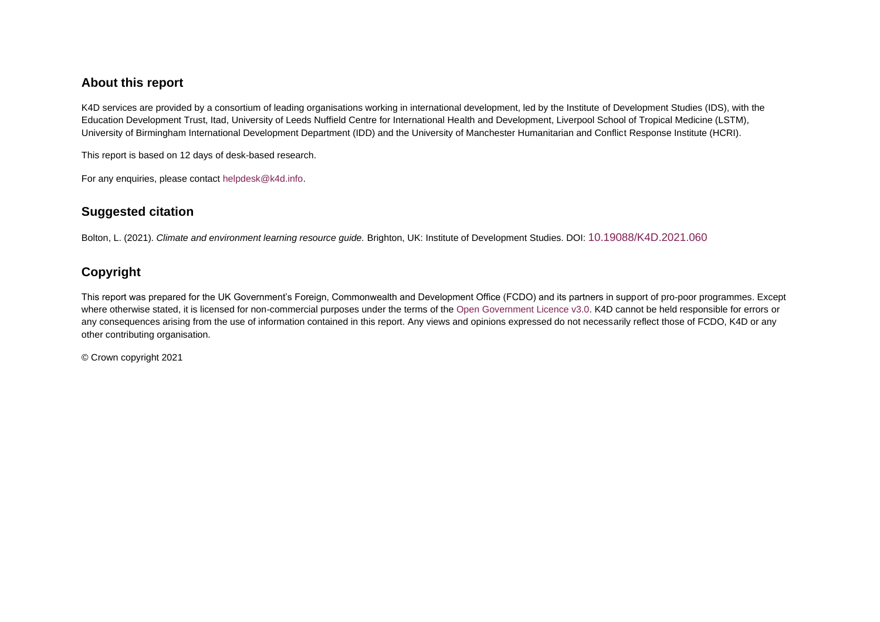## About this report

K4D services are provided by a consortium of leading organisations working in international development, led by the Institute of Development Studies (IDS), with the Education Development Trust, Itad, University of Leeds Nuffield Centre for International Health and Development, Liverpool School of Tropical Medicine (LSTM), University of Birmingham International Development Department (IDD) and the University of Manchester Humanitarian and Conflict Response Institute (HCRI).

This report is based on 12 days of desk-based research.

For any enquiries, please contact helpdesk@k4d.info.

## Suggested citation

Bolton, L. (2021). *Climate and environment learning resource guide.* Brighton, UK: Institute of Development Studies. DOI: 10.19088/K4D.2021.060

## Copyright

This report was prepared for the UK Government's Foreign, Commonwealth and Development Office (FCDO) and its partners in support of pro-poor programmes. Except where otherwise stated, it is licensed for non-commercial purposes under the terms of the Open Government Licence v3.0. K4D cannot be held responsible for errors or any consequences arising from the use of information contained in this report. Any views and opinions expressed do not necessarily reflect those of FCDO, K4D or any other contributing organisation.

© Crown copyright 2021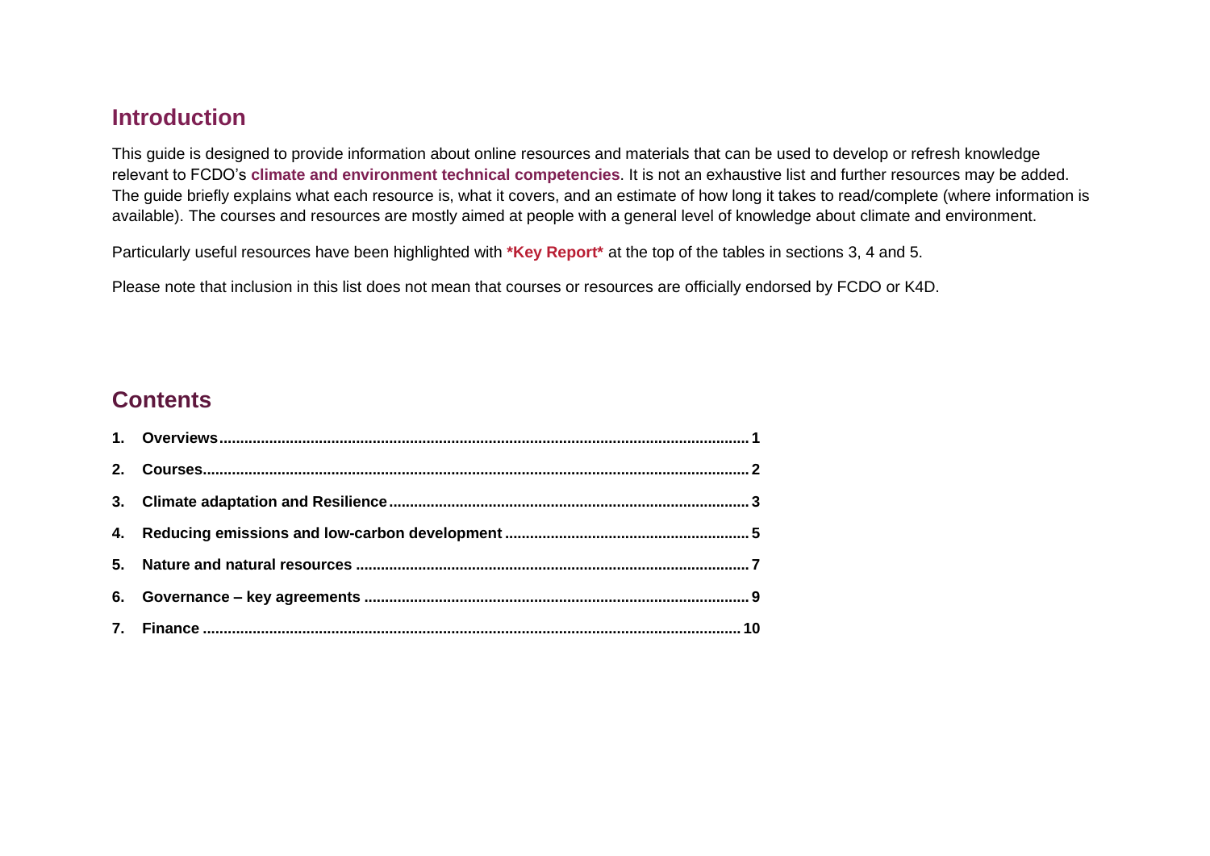## Introduction

This guide is designed to provide information about online resources and materials that can be used to develop or refresh knowledge relevant to FCDO's **climate and environment technical competencies**. It is not an exhaustive list and further resources may be added. The guide briefly explains what each resource is, what it covers, and an estimate of how long it takes to read/complete (where information is available). The courses and resources are mostly aimed at people with a general level of knowledge about climate and environment.

Particularly useful resources have been highlighted with **\*Key Report\*** at the top of the tables in sections 3, 4 and 5.

Please note that inclusion in this list does not mean that courses or resources are officially endorsed by FCDO or K4D.

## Contents

1. **Overviews** ........ 1
2. **Courses** ........ 2
3. **Climate adaptation and Resilience** ........ 3
4. **Reducing emissions and low-carbon development** ........ 5
5. **Nature and natural resources** ........ 7
6. **Governance – key agreements** ........ 9
7. **Finance** ........ 10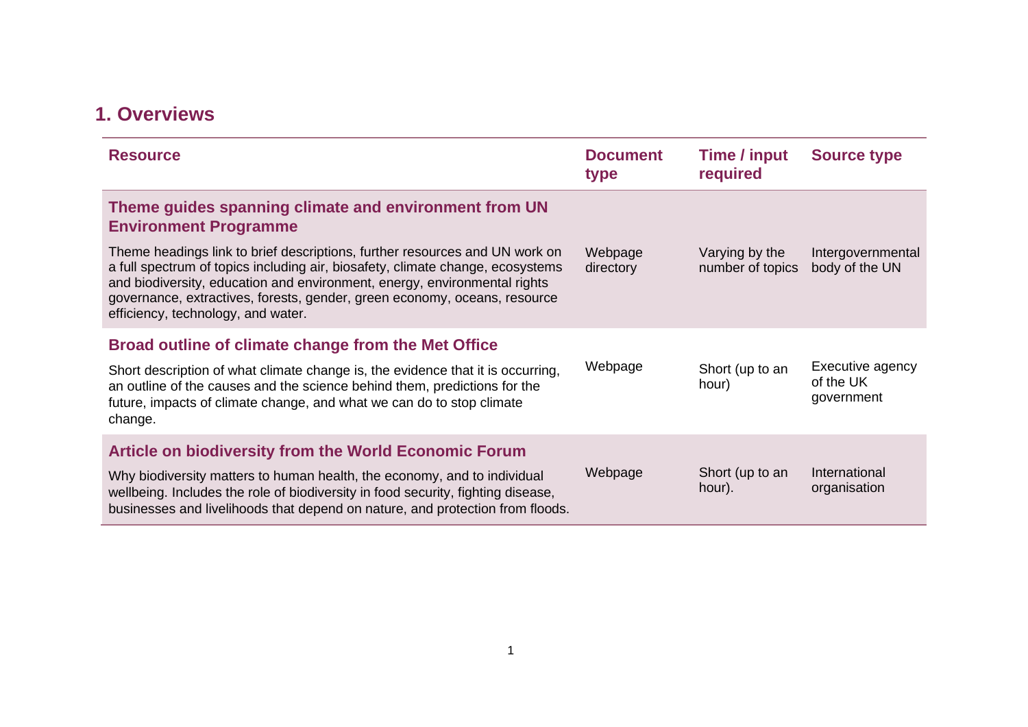## 1. Overviews

| Resource | Document type | Time / input required | Source type |
|---|---|---|---|
| **Theme guides spanning climate and environment from UN Environment Programme**<br>Theme headings link to brief descriptions, further resources and UN work on a full spectrum of topics including air, biosafety, climate change, ecosystems and biodiversity, education and environment, energy, environmental rights governance, extractives, forests, gender, green economy, oceans, resource efficiency, technology, and water. | Webpage directory | Varying by the number of topics | Intergovernmental body of the UN |
| **Broad outline of climate change from the Met Office**<br>Short description of what climate change is, the evidence that it is occurring, an outline of the causes and the science behind them, predictions for the future, impacts of climate change, and what we can do to stop climate change. | Webpage | Short (up to an hour) | Executive agency of the UK government |
| **Article on biodiversity from the World Economic Forum**<br>Why biodiversity matters to human health, the economy, and to individual wellbeing. Includes the role of biodiversity in food security, fighting disease, businesses and livelihoods that depend on nature, and protection from floods. | Webpage | Short (up to an hour). | International organisation |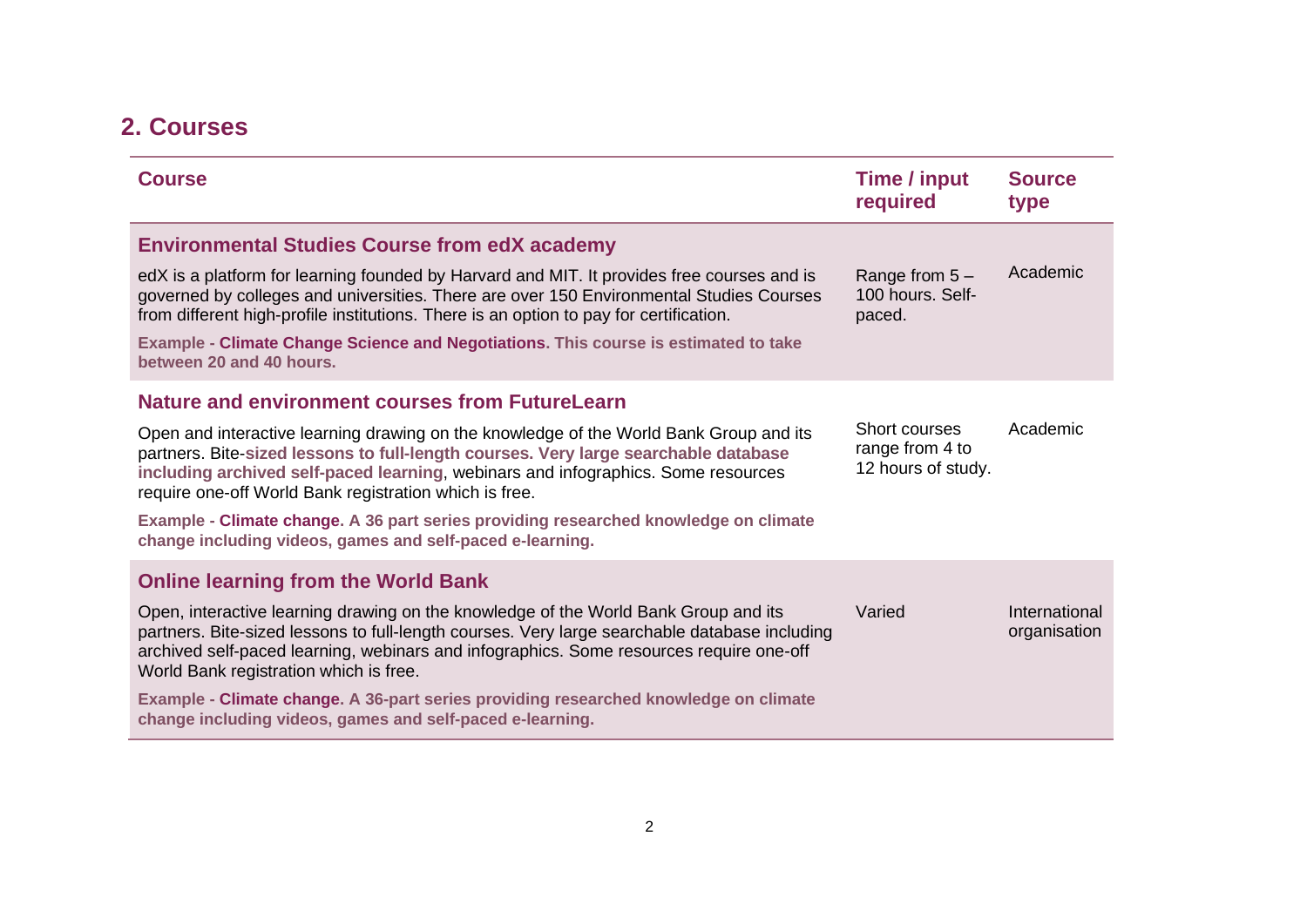## 2. Courses

| Course | Time / input required | Source type |
|---|---|---|
| **Environmental Studies Course from edX academy**<br><br>edX is a platform for learning founded by Harvard and MIT. It provides free courses and is governed by colleges and universities. There are over 150 Environmental Studies Courses from different high-profile institutions. There is an option to pay for certification.<br><br>**Example - Climate Change Science and Negotiations. This course is estimated to take between 20 and 40 hours.** | Range from 5 – 100 hours. Self-paced. | Academic |
| **Nature and environment courses from FutureLearn**<br><br>Open and interactive learning drawing on the knowledge of the World Bank Group and its partners. Bite-**sized lessons to full-length courses. Very large searchable database including archived self-paced learning**, webinars and infographics. Some resources require one-off World Bank registration which is free.<br><br>**Example - Climate change. A 36 part series providing researched knowledge on climate change including videos, games and self-paced e-learning.** | Short courses range from 4 to 12 hours of study. | Academic |
| **Online learning from the World Bank**<br><br>Open, interactive learning drawing on the knowledge of the World Bank Group and its partners. Bite-sized lessons to full-length courses. Very large searchable database including archived self-paced learning, webinars and infographics. Some resources require one-off World Bank registration which is free.<br><br>**Example - Climate change. A 36-part series providing researched knowledge on climate change including videos, games and self-paced e-learning.** | Varied | International organisation |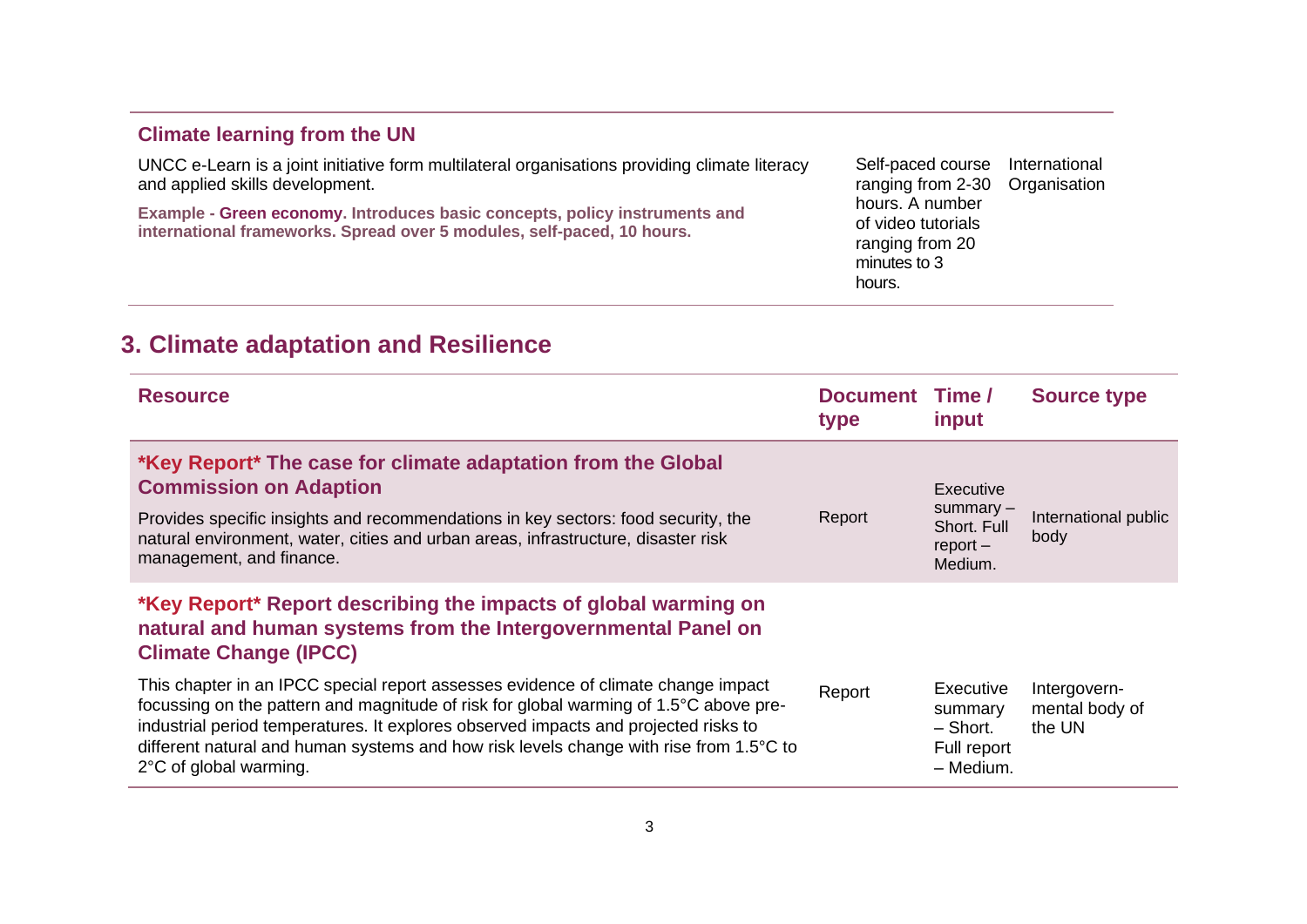| | | | |
|---|---|---|---|
| **Climate learning from the UN**<br><br>UNCC e-Learn is a joint initiative form multilateral organisations providing climate literacy and applied skills development.<br><br>**Example - Green economy. Introduces basic concepts, policy instruments and international frameworks. Spread over 5 modules, self-paced, 10 hours.** | | Self-paced course ranging from 2-30 hours. A number of video tutorials ranging from 20 minutes to 3 hours. | International Organisation |

## 3. Climate adaptation and Resilience

| Resource | Document type | Time / input | Source type |
|---|---|---|---|
| ***Key Report* The case for climate adaptation from the Global Commission on Adaption**<br><br>Provides specific insights and recommendations in key sectors: food security, the natural environment, water, cities and urban areas, infrastructure, disaster risk management, and finance. | Report | Executive summary – Short. Full report – Medium. | International public body |
| ***Key Report* Report describing the impacts of global warming on natural and human systems from the Intergovernmental Panel on Climate Change (IPCC)**<br><br>This chapter in an IPCC special report assesses evidence of climate change impact focussing on the pattern and magnitude of risk for global warming of 1.5°C above pre-industrial period temperatures. It explores observed impacts and projected risks to different natural and human systems and how risk levels change with rise from 1.5°C to 2°C of global warming. | Report | Executive summary – Short. Full report – Medium. | Intergovern-mental body of the UN |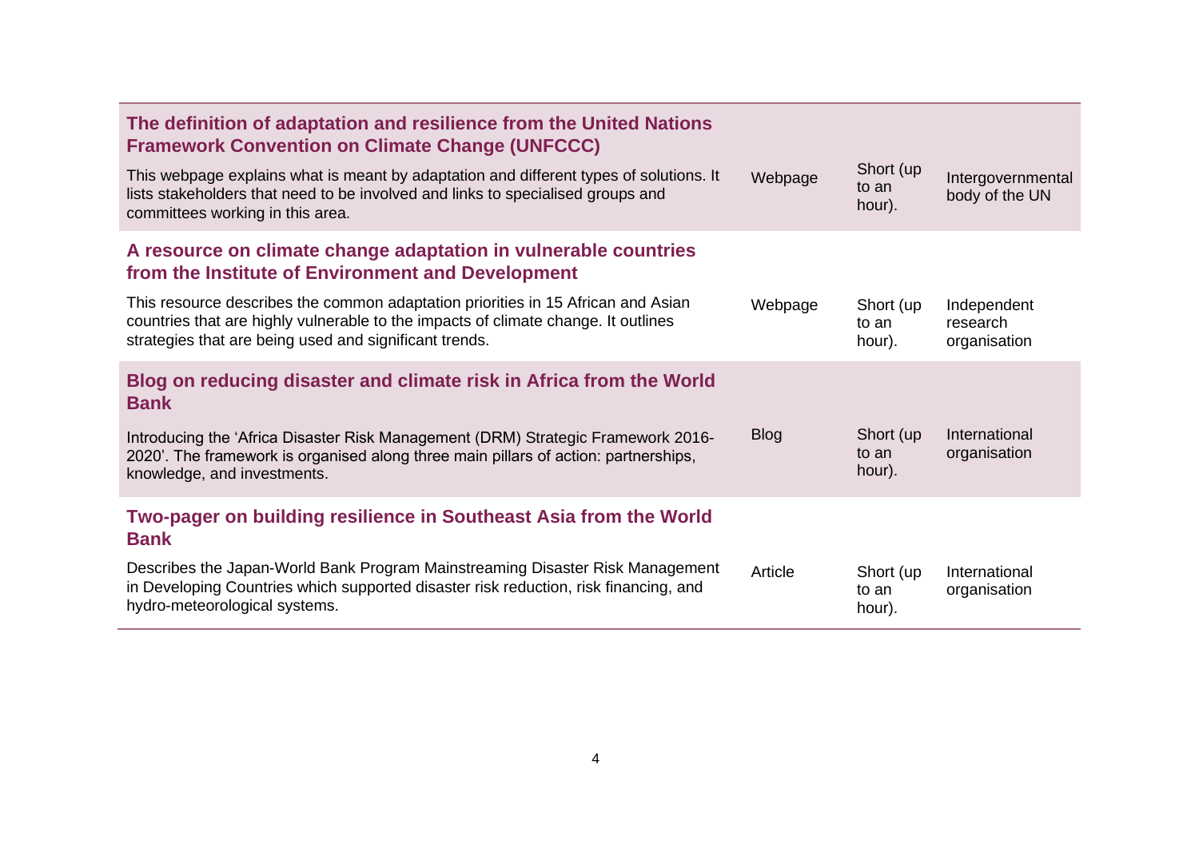| Resource | Type | Length | Source |
|---|---|---|---|
| **The definition of adaptation and resilience from the United Nations Framework Convention on Climate Change (UNFCCC)**<br>This webpage explains what is meant by adaptation and different types of solutions. It lists stakeholders that need to be involved and links to specialised groups and committees working in this area. | Webpage | Short (up to an hour). | Intergovernmental body of the UN |
| **A resource on climate change adaptation in vulnerable countries from the Institute of Environment and Development**<br>This resource describes the common adaptation priorities in 15 African and Asian countries that are highly vulnerable to the impacts of climate change. It outlines strategies that are being used and significant trends. | Webpage | Short (up to an hour). | Independent research organisation |
| **Blog on reducing disaster and climate risk in Africa from the World Bank**<br>Introducing the 'Africa Disaster Risk Management (DRM) Strategic Framework 2016-2020'. The framework is organised along three main pillars of action: partnerships, knowledge, and investments. | Blog | Short (up to an hour). | International organisation |
| **Two-pager on building resilience in Southeast Asia from the World Bank**<br>Describes the Japan-World Bank Program Mainstreaming Disaster Risk Management in Developing Countries which supported disaster risk reduction, risk financing, and hydro-meteorological systems. | Article | Short (up to an hour). | International organisation |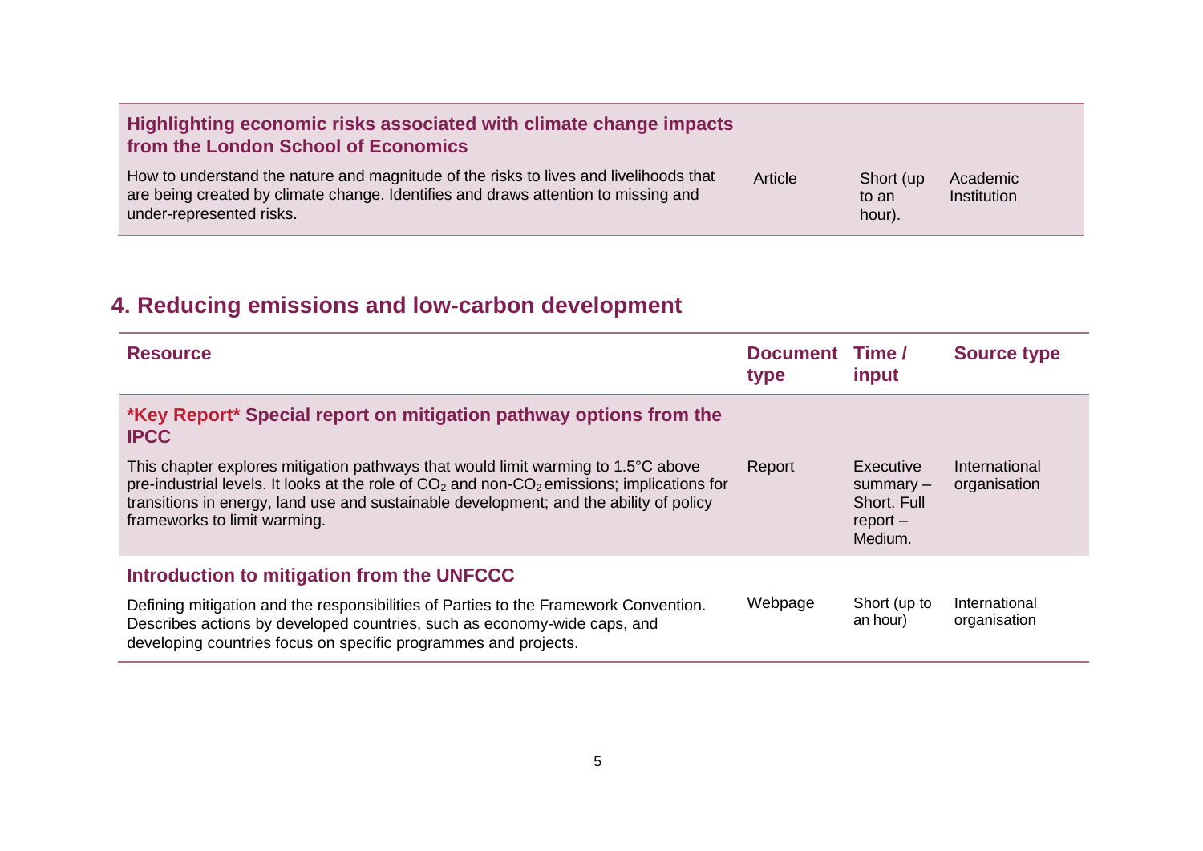| Resource | Document type | Time / input | Source type |
|---|---|---|---|
| **Highlighting economic risks associated with climate change impacts from the London School of Economics**<br>How to understand the nature and magnitude of the risks to lives and livelihoods that are being created by climate change. Identifies and draws attention to missing and under-represented risks. | Article | Short (up to an hour). | Academic Institution |

## 4. Reducing emissions and low-carbon development

| Resource | Document type | Time / input | Source type |
|---|---|---|---|
| ***Key Report* Special report on mitigation pathway options from the IPCC**<br>This chapter explores mitigation pathways that would limit warming to 1.5°C above pre-industrial levels. It looks at the role of $CO_2$ and non-$CO_2$ emissions; implications for transitions in energy, land use and sustainable development; and the ability of policy frameworks to limit warming. | Report | Executive summary – Short. Full report – Medium. | International organisation |
| **Introduction to mitigation from the UNFCCC**<br>Defining mitigation and the responsibilities of Parties to the Framework Convention. Describes actions by developed countries, such as economy-wide caps, and developing countries focus on specific programmes and projects. | Webpage | Short (up to an hour) | International organisation |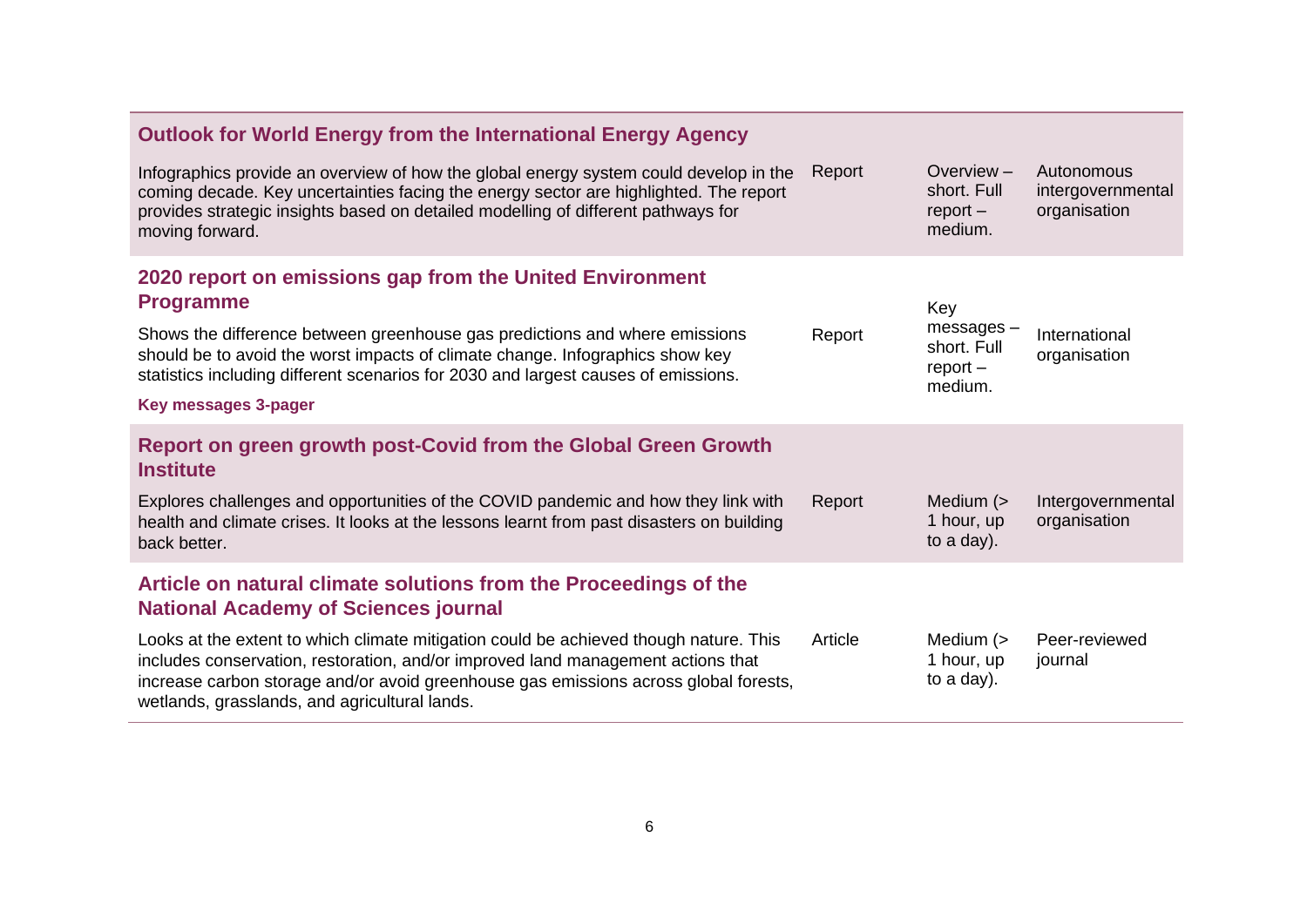| Resource | Type | Time | Source |
|---|---|---|---|
| **Outlook for World Energy from the International Energy Agency**<br><br>Infographics provide an overview of how the global energy system could develop in the coming decade. Key uncertainties facing the energy sector are highlighted. The report provides strategic insights based on detailed modelling of different pathways for moving forward. | Report | Overview – short. Full report – medium. | Autonomous intergovernmental organisation |
| **2020 report on emissions gap from the United Environment Programme**<br><br>Shows the difference between greenhouse gas predictions and where emissions should be to avoid the worst impacts of climate change. Infographics show key statistics including different scenarios for 2030 and largest causes of emissions.<br><br>**Key messages 3-pager** | Report | Key messages – short. Full report – medium. | International organisation |
| **Report on green growth post-Covid from the Global Green Growth Institute**<br><br>Explores challenges and opportunities of the COVID pandemic and how they link with health and climate crises. It looks at the lessons learnt from past disasters on building back better. | Report | Medium (> 1 hour, up to a day). | Intergovernmental organisation |
| **Article on natural climate solutions from the Proceedings of the National Academy of Sciences journal**<br><br>Looks at the extent to which climate mitigation could be achieved though nature. This includes conservation, restoration, and/or improved land management actions that increase carbon storage and/or avoid greenhouse gas emissions across global forests, wetlands, grasslands, and agricultural lands. | Article | Medium (> 1 hour, up to a day). | Peer-reviewed journal |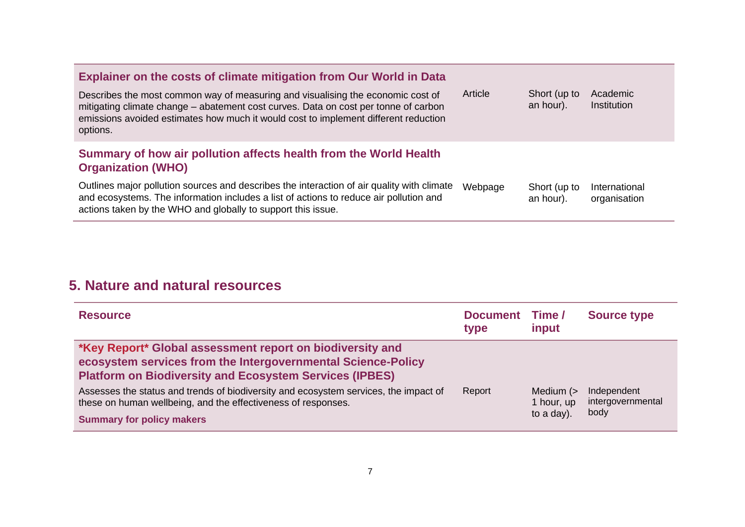| Resource | Document type | Time / input | Source type |
|---|---|---|---|
| **Explainer on the costs of climate mitigation from Our World in Data**<br>Describes the most common way of measuring and visualising the economic cost of mitigating climate change – abatement cost curves. Data on cost per tonne of carbon emissions avoided estimates how much it would cost to implement different reduction options. | Article | Short (up to an hour). | Academic Institution |
| **Summary of how air pollution affects health from the World Health Organization (WHO)**<br>Outlines major pollution sources and describes the interaction of air quality with climate and ecosystems. The information includes a list of actions to reduce air pollution and actions taken by the WHO and globally to support this issue. | Webpage | Short (up to an hour). | International organisation |

## 5. Nature and natural resources

| Resource | Document type | Time / input | Source type |
|---|---|---|---|
| **\*Key Report\* Global assessment report on biodiversity and ecosystem services from the Intergovernmental Science-Policy Platform on Biodiversity and Ecosystem Services (IPBES)**<br>Assesses the status and trends of biodiversity and ecosystem services, the impact of these on human wellbeing, and the effectiveness of responses.<br>**Summary for policy makers** | Report | Medium (> 1 hour, up to a day). | Independent intergovernmental body |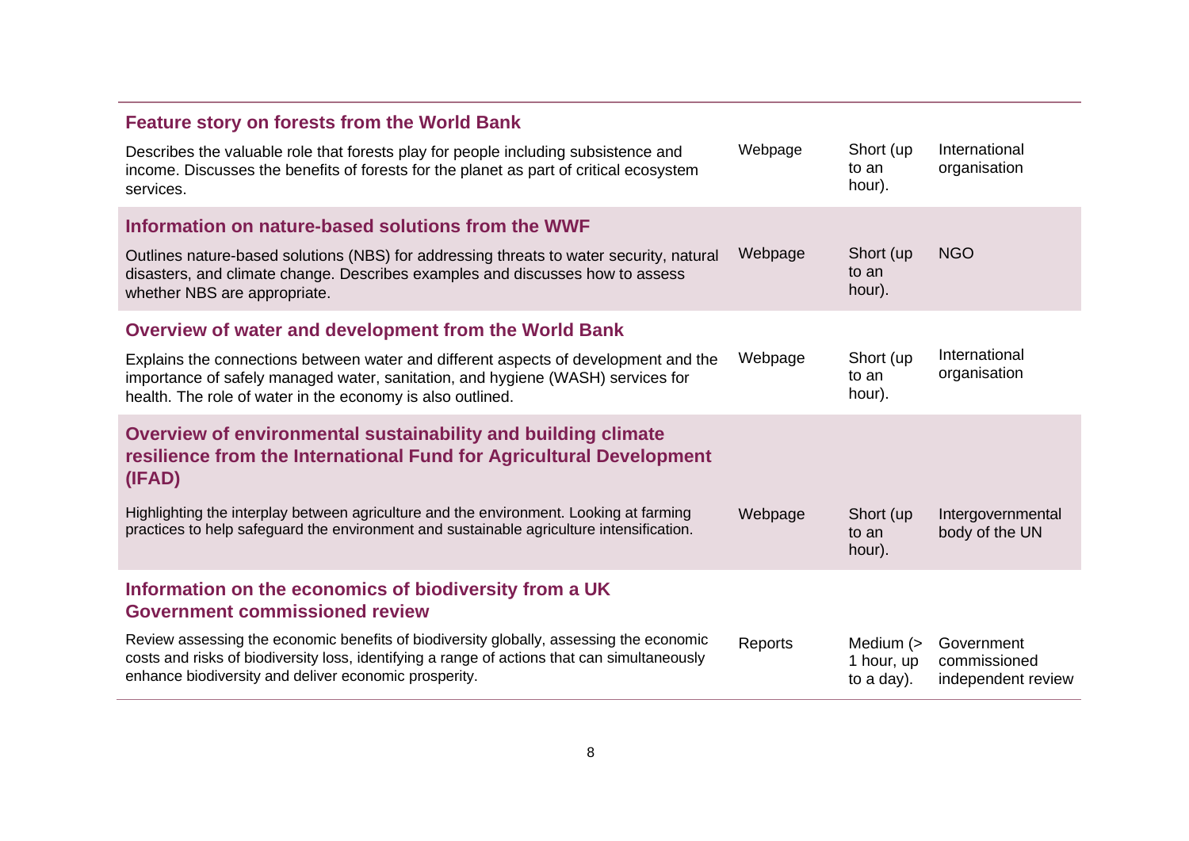| Resource | Format | Time | Source type |
| --- | --- | --- | --- |
| **Feature story on forests from the World Bank**<br>Describes the valuable role that forests play for people including subsistence and income. Discusses the benefits of forests for the planet as part of critical ecosystem services. | Webpage | Short (up to an hour). | International organisation |
| **Information on nature-based solutions from the WWF**<br>Outlines nature-based solutions (NBS) for addressing threats to water security, natural disasters, and climate change. Describes examples and discusses how to assess whether NBS are appropriate. | Webpage | Short (up to an hour). | NGO |
| **Overview of water and development from the World Bank**<br>Explains the connections between water and different aspects of development and the importance of safely managed water, sanitation, and hygiene (WASH) services for health. The role of water in the economy is also outlined. | Webpage | Short (up to an hour). | International organisation |
| **Overview of environmental sustainability and building climate resilience from the International Fund for Agricultural Development (IFAD)**<br>Highlighting the interplay between agriculture and the environment. Looking at farming practices to help safeguard the environment and sustainable agriculture intensification. | Webpage | Short (up to an hour). | Intergovernmental body of the UN |
| **Information on the economics of biodiversity from a UK Government commissioned review**<br>Review assessing the economic benefits of biodiversity globally, assessing the economic costs and risks of biodiversity loss, identifying a range of actions that can simultaneously enhance biodiversity and deliver economic prosperity. | Reports | Medium (> 1 hour, up to a day). | Government commissioned independent review |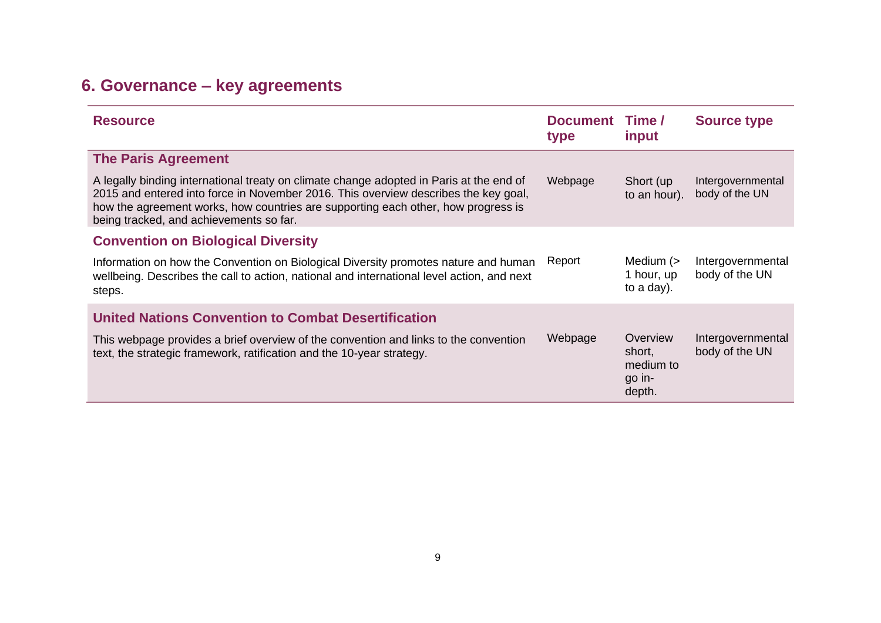## 6. Governance – key agreements

| Resource | Document type | Time / input | Source type |
|---|---|---|---|
| **The Paris Agreement**<br>A legally binding international treaty on climate change adopted in Paris at the end of 2015 and entered into force in November 2016. This overview describes the key goal, how the agreement works, how countries are supporting each other, how progress is being tracked, and achievements so far. | Webpage | Short (up to an hour). | Intergovernmental body of the UN |
| **Convention on Biological Diversity**<br>Information on how the Convention on Biological Diversity promotes nature and human wellbeing. Describes the call to action, national and international level action, and next steps. | Report | Medium (> 1 hour, up to a day). | Intergovernmental body of the UN |
| **United Nations Convention to Combat Desertification**<br>This webpage provides a brief overview of the convention and links to the convention text, the strategic framework, ratification and the 10-year strategy. | Webpage | Overview short, medium to go in-depth. | Intergovernmental body of the UN |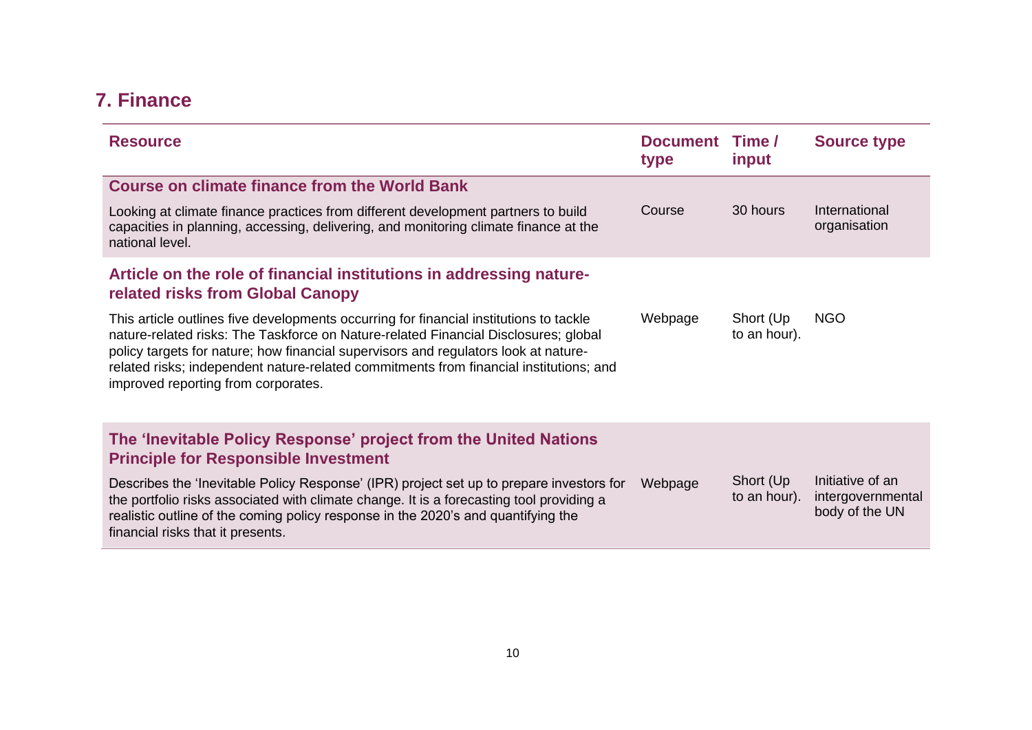## 7. Finance

| Resource | Document type | Time / input | Source type |
|---|---|---|---|
| **Course on climate finance from the World Bank**<br>Looking at climate finance practices from different development partners to build capacities in planning, accessing, delivering, and monitoring climate finance at the national level. | Course | 30 hours | International organisation |
| **Article on the role of financial institutions in addressing nature-related risks from Global Canopy**<br>This article outlines five developments occurring for financial institutions to tackle nature-related risks: The Taskforce on Nature-related Financial Disclosures; global policy targets for nature; how financial supervisors and regulators look at nature-related risks; independent nature-related commitments from financial institutions; and improved reporting from corporates. | Webpage | Short (Up to an hour). | NGO |
| **The 'Inevitable Policy Response' project from the United Nations Principle for Responsible Investment**<br>Describes the 'Inevitable Policy Response' (IPR) project set up to prepare investors for the portfolio risks associated with climate change. It is a forecasting tool providing a realistic outline of the coming policy response in the 2020's and quantifying the financial risks that it presents. | Webpage | Short (Up to an hour). | Initiative of an intergovernmental body of the UN |